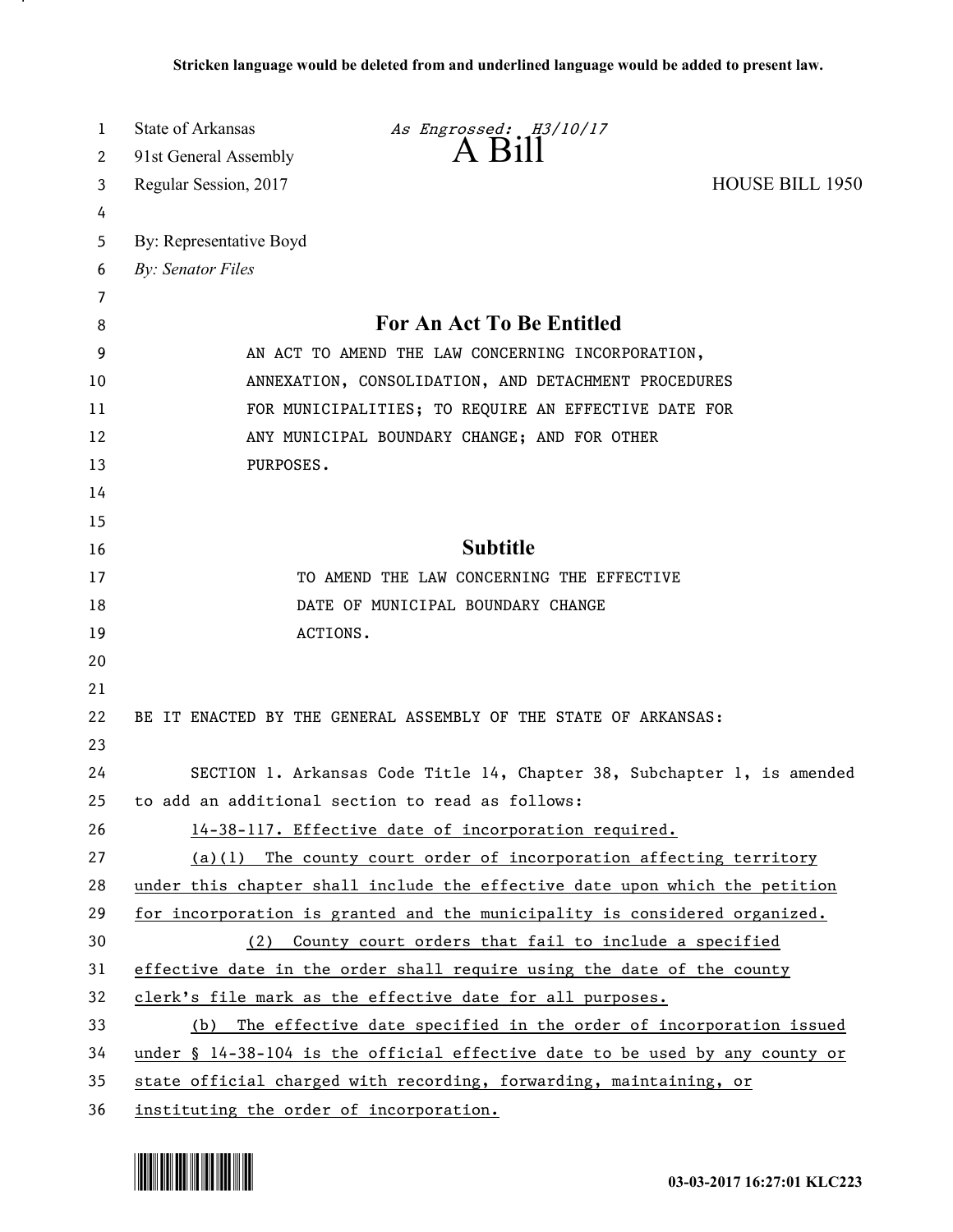**Stricken language would be deleted from and underlined language would be added to present law.**

State of Arkansas — *As Engrossed: H3/10/17*

91st General Assembly

# A Bill

Regular Session, 2017 — HOUSE BILL 1950

By: Representative Boyd

*By: Senator Files*

## For An Act To Be Entitled

AN ACT TO AMEND THE LAW CONCERNING INCORPORATION, ANNEXATION, CONSOLIDATION, AND DETACHMENT PROCEDURES FOR MUNICIPALITIES; TO REQUIRE AN EFFECTIVE DATE FOR ANY MUNICIPAL BOUNDARY CHANGE; AND FOR OTHER PURPOSES.

## Subtitle

TO AMEND THE LAW CONCERNING THE EFFECTIVE DATE OF MUNICIPAL BOUNDARY CHANGE ACTIONS.

BE IT ENACTED BY THE GENERAL ASSEMBLY OF THE STATE OF ARKANSAS:

SECTION 1. Arkansas Code Title 14, Chapter 38, Subchapter 1, is amended to add an additional section to read as follows:

<u>14-38-117. Effective date of incorporation required.</u>

<u>(a)(1) The county court order of incorporation affecting territory under this chapter shall include the effective date upon which the petition for incorporation is granted and the municipality is considered organized.</u>

<u>(2) County court orders that fail to include a specified effective date in the order shall require using the date of the county clerk's file mark as the effective date for all purposes.</u>

<u>(b) The effective date specified in the order of incorporation issued under § 14-38-104 is the official effective date to be used by any county or state official charged with recording, forwarding, maintaining, or instituting the order of incorporation.</u>

03-03-2017 16:27:01 KLC223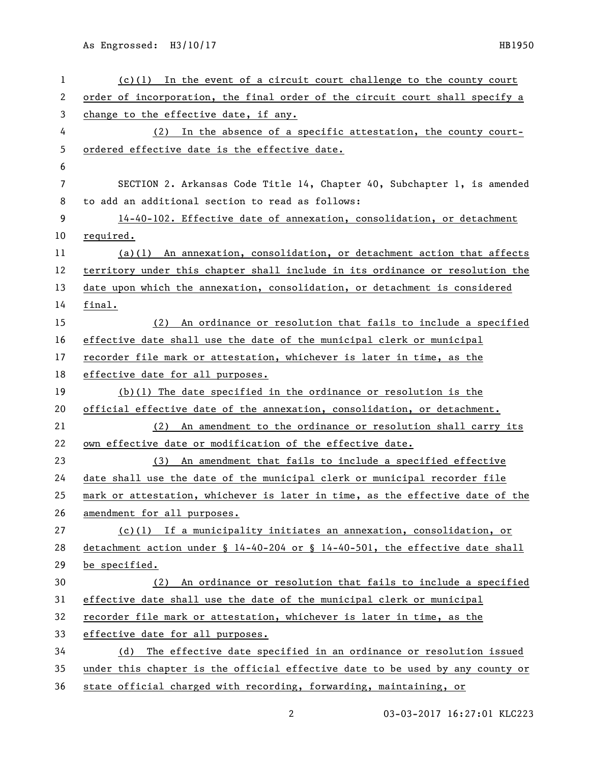(c)(1) In the event of a circuit court challenge to the county court order of incorporation, the final order of the circuit court shall specify a change to the effective date, if any.

(2) In the absence of a specific attestation, the county court-ordered effective date is the effective date.

SECTION 2. Arkansas Code Title 14, Chapter 40, Subchapter 1, is amended to add an additional section to read as follows:

14-40-102. Effective date of annexation, consolidation, or detachment required.

(a)(1) An annexation, consolidation, or detachment action that affects territory under this chapter shall include in its ordinance or resolution the date upon which the annexation, consolidation, or detachment is considered final.

(2) An ordinance or resolution that fails to include a specified effective date shall use the date of the municipal clerk or municipal recorder file mark or attestation, whichever is later in time, as the effective date for all purposes.

(b)(1) The date specified in the ordinance or resolution is the official effective date of the annexation, consolidation, or detachment.

(2) An amendment to the ordinance or resolution shall carry its own effective date or modification of the effective date.

(3) An amendment that fails to include a specified effective date shall use the date of the municipal clerk or municipal recorder file mark or attestation, whichever is later in time, as the effective date of the amendment for all purposes.

(c)(1) If a municipality initiates an annexation, consolidation, or detachment action under § 14-40-204 or § 14-40-501, the effective date shall be specified.

(2) An ordinance or resolution that fails to include a specified effective date shall use the date of the municipal clerk or municipal recorder file mark or attestation, whichever is later in time, as the effective date for all purposes.

(d) The effective date specified in an ordinance or resolution issued under this chapter is the official effective date to be used by any county or state official charged with recording, forwarding, maintaining, or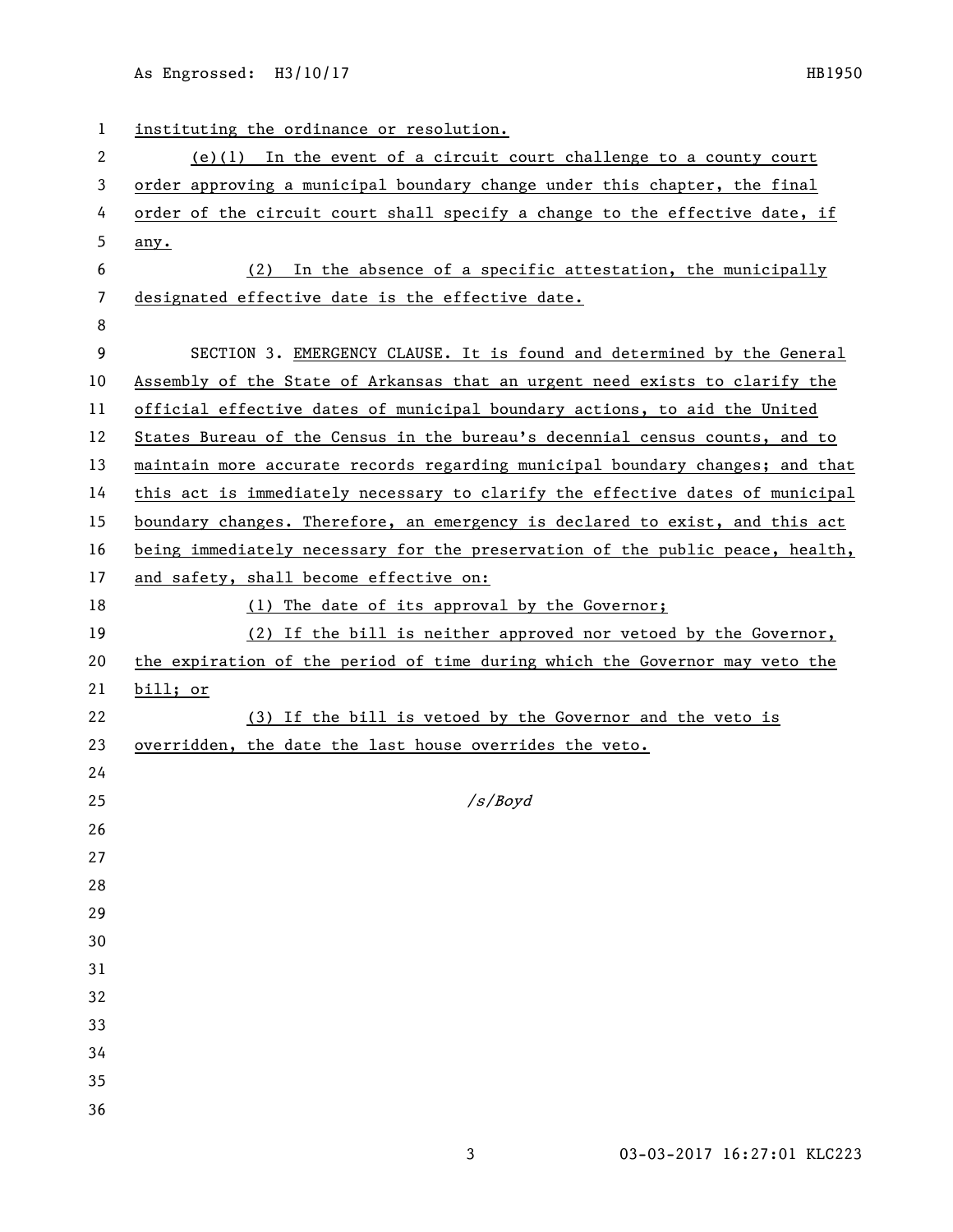instituting the ordinance or resolution.

(e)(1) In the event of a circuit court challenge to a county court order approving a municipal boundary change under this chapter, the final order of the circuit court shall specify a change to the effective date, if any.

(2) In the absence of a specific attestation, the municipally designated effective date is the effective date.

SECTION 3. EMERGENCY CLAUSE. It is found and determined by the General Assembly of the State of Arkansas that an urgent need exists to clarify the official effective dates of municipal boundary actions, to aid the United States Bureau of the Census in the bureau's decennial census counts, and to maintain more accurate records regarding municipal boundary changes; and that this act is immediately necessary to clarify the effective dates of municipal boundary changes. Therefore, an emergency is declared to exist, and this act being immediately necessary for the preservation of the public peace, health, and safety, shall become effective on:

(1) The date of its approval by the Governor;

(2) If the bill is neither approved nor vetoed by the Governor, the expiration of the period of time during which the Governor may veto the bill; or

(3) If the bill is vetoed by the Governor and the veto is overridden, the date the last house overrides the veto.

*/s/Boyd*